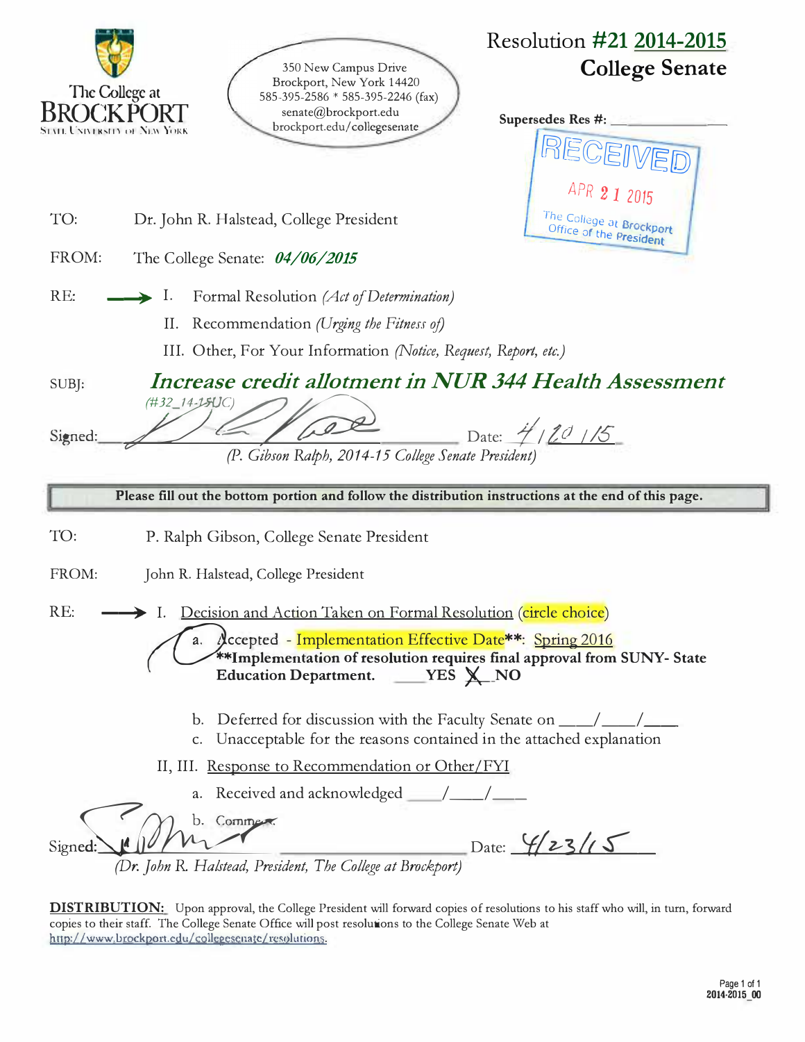The College at BROCKPORT
State University of New York

350 New Campus Drive
Brockport, New York 14420
585-395-2586 * 585-395-2246 (fax)
senate@brockport.edu
brockport.edu/collegesenate

# Resolution #21 2014-2015
## College Senate

**Supersedes Res #:** ____________

RECEIVED
APR 21 2015
The College at Brockport
Office of the President

TO: Dr. John R. Halstead, College President

FROM: The College Senate: ***04/06/2015***

RE: → I. Formal Resolution *(Act of Determination)*

II. Recommendation *(Urging the Fitness of)*

III. Other, For Your Information *(Notice, Request, Report, etc.)*

SUBJ: ***Increase credit allotment in NUR 344 Health Assessment***

*(#32_14-15UC)*

Signed: ____________________ Date: 4/20/15

*(P. Gibson Ralph, 2014-15 College Senate President)*

**Please fill out the bottom portion and follow the distribution instructions at the end of this page.**

TO: P. Ralph Gibson, College Senate President

FROM: John R. Halstead, College President

RE: → I. Decision and Action Taken on Formal Resolution (circle choice)

a. Accepted - Implementation Effective Date**: Spring 2016
**\*\*Implementation of resolution requires final approval from SUNY- State Education Department.** ___YES X NO

b. Deferred for discussion with the Faculty Senate on ___/___/___

c. Unacceptable for the reasons contained in the attached explanation

II, III. Response to Recommendation or Other/FYI

a. Received and acknowledged ___/___/___

b. Comment:

Signed: ____________________ Date: 4/23/15

*(Dr. John R. Halstead, President, The College at Brockport)*

**DISTRIBUTION:** Upon approval, the College President will forward copies of resolutions to his staff who will, in turn, forward copies to their staff. The College Senate Office will post resolutions to the College Senate Web at http://www.brockport.edu/collegesenate/resolutions.

2014-2015_00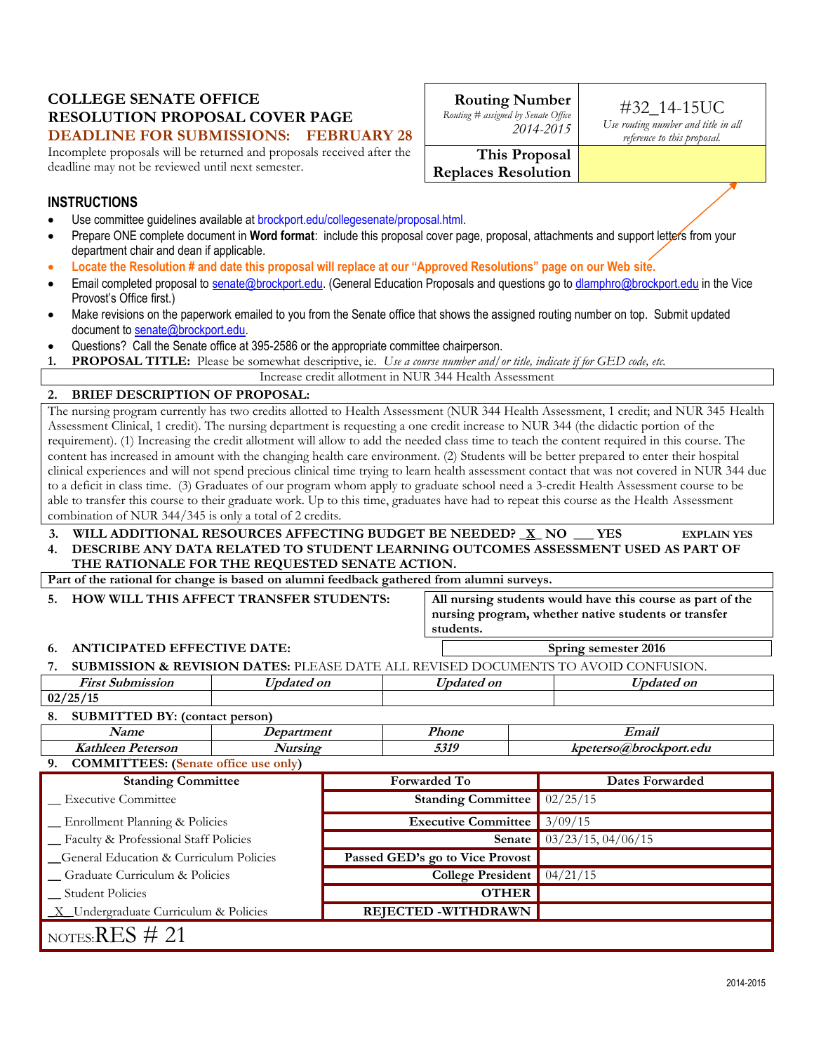## COLLEGE SENATE OFFICE
## RESOLUTION PROPOSAL COVER PAGE
### DEADLINE FOR SUBMISSIONS: FEBRUARY 28

Incomplete proposals will be returned and proposals received after the deadline may not be reviewed until next semester.

| **Routing Number** *Routing # assigned by Senate Office* *2014-2015* | #32_14-15UC *Use routing number and title in all reference to this proposal.* |
|---|---|
| **This Proposal Replaces Resolution** | |

### INSTRUCTIONS

- Use committee guidelines available at brockport.edu/collegesenate/proposal.html.
- Prepare ONE complete document in **Word format**: include this proposal cover page, proposal, attachments and support letters from your department chair and dean if applicable.
- **Locate the Resolution # and date this proposal will replace at our "Approved Resolutions" page on our Web site.**
- Email completed proposal to senate@brockport.edu. (General Education Proposals and questions go to dlamphro@brockport.edu in the Vice Provost's Office first.)
- Make revisions on the paperwork emailed to you from the Senate office that shows the assigned routing number on top. Submit updated document to senate@brockport.edu.
- Questions? Call the Senate office at 395-2586 or the appropriate committee chairperson.

1. **PROPOSAL TITLE:** Please be somewhat descriptive, ie. *Use a course number and/or title, indicate if for GED code, etc.*

Increase credit allotment in NUR 344 Health Assessment

2. **BRIEF DESCRIPTION OF PROPOSAL:**

The nursing program currently has two credits allotted to Health Assessment (NUR 344 Health Assessment, 1 credit; and NUR 345 Health Assessment Clinical, 1 credit). The nursing department is requesting a one credit increase to NUR 344 (the didactic portion of the requirement). (1) Increasing the credit allotment will allow to add the needed class time to teach the content required in this course. The content has increased in amount with the changing health care environment. (2) Students will be better prepared to enter their hospital clinical experiences and will not spend precious clinical time trying to learn health assessment contact that was not covered in NUR 344 due to a deficit in class time. (3) Graduates of our program whom apply to graduate school need a 3-credit Health Assessment course to be able to transfer this course to their graduate work. Up to this time, graduates have had to repeat this course as the Health Assessment combination of NUR 344/345 is only a total of 2 credits.

3. **WILL ADDITIONAL RESOURCES AFFECTING BUDGET BE NEEDED? _X_ NO ___ YES** **EXPLAIN YES**

4. **DESCRIBE ANY DATA RELATED TO STUDENT LEARNING OUTCOMES ASSESSMENT USED AS PART OF THE RATIONALE FOR THE REQUESTED SENATE ACTION.**

**Part of the rational for change is based on alumni feedback gathered from alumni surveys.**

5. **HOW WILL THIS AFFECT TRANSFER STUDENTS:** **All nursing students would have this course as part of the nursing program, whether native students or transfer students.**

6. **ANTICIPATED EFFECTIVE DATE:** **Spring semester 2016**

7. **SUBMISSION & REVISION DATES:** PLEASE DATE ALL REVISED DOCUMENTS TO AVOID CONFUSION.

| *First Submission* | *Updated on* | *Updated on* | *Updated on* |
|---|---|---|---|
| 02/25/15 | | | |

8. **SUBMITTED BY: (contact person)**

| *Name* | *Department* | *Phone* | *Email* |
|---|---|---|---|
| *Kathleen Peterson* | *Nursing* | *5319* | *kpeterso@brockport.edu* |

9. **COMMITTEES: (Senate office use only)**

| Standing Committee | Forwarded To | Dates Forwarded |
|---|---|---|
| __ Executive Committee | Standing Committee | 02/25/15 |
| __ Enrollment Planning & Policies | Executive Committee | 3/09/15 |
| __ Faculty & Professional Staff Policies | Senate | 03/23/15, 04/06/15 |
| __General Education & Curriculum Policies | Passed GED's go to Vice Provost | |
| __ Graduate Curriculum & Policies | College President | 04/21/15 |
| __ Student Policies | OTHER | |
| _X_Undergraduate Curriculum & Policies | REJECTED -WITHDRAWN | |

NOTES: RES # 21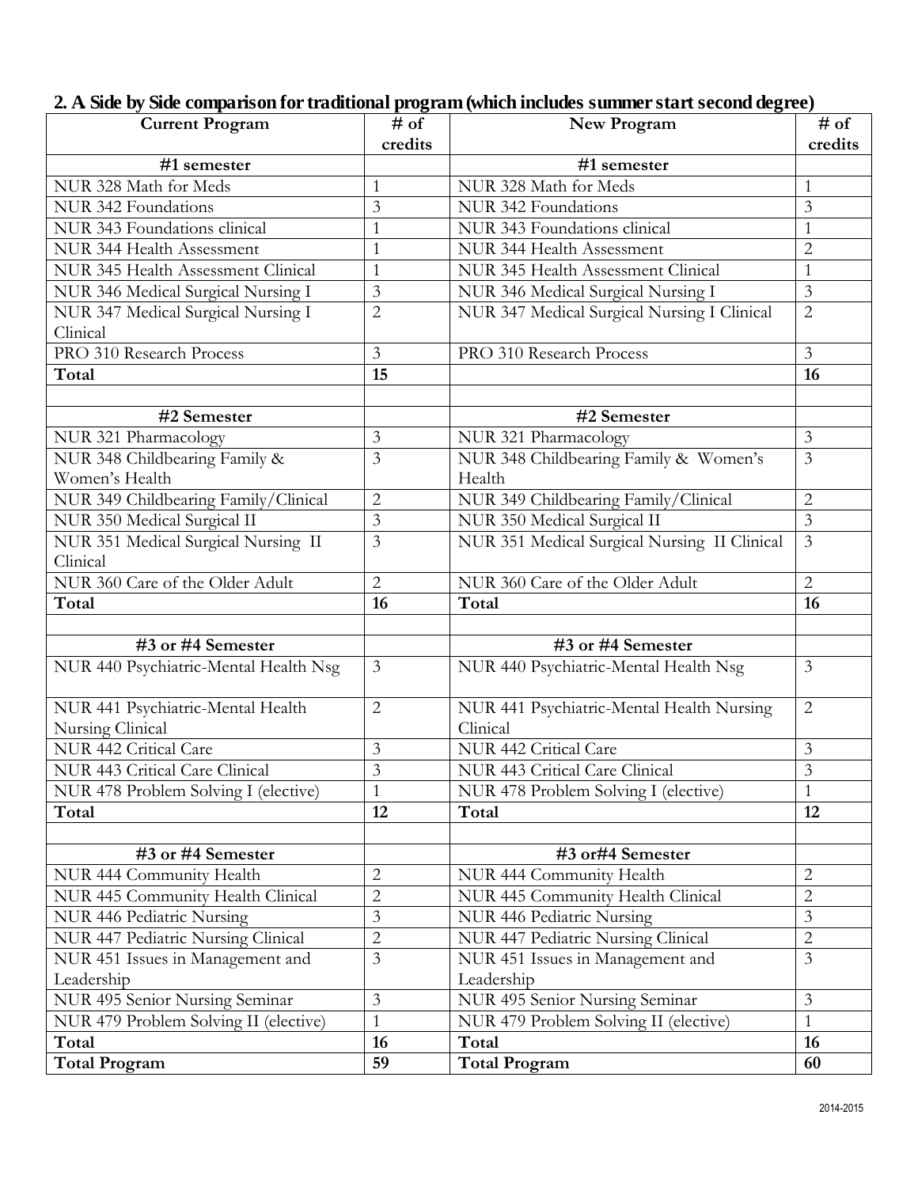## 2. A Side by Side comparison for traditional program (which includes summer start second degree)

| Current Program | # of credits | New Program | # of credits |
|---|---|---|---|
| **#1 semester** | | **#1 semester** | |
| NUR 328 Math for Meds | 1 | NUR 328 Math for Meds | 1 |
| NUR 342 Foundations | 3 | NUR 342 Foundations | 3 |
| NUR 343 Foundations clinical | 1 | NUR 343 Foundations clinical | 1 |
| NUR 344 Health Assessment | 1 | NUR 344 Health Assessment | 2 |
| NUR 345 Health Assessment Clinical | 1 | NUR 345 Health Assessment Clinical | 1 |
| NUR 346 Medical Surgical Nursing I | 3 | NUR 346 Medical Surgical Nursing I | 3 |
| NUR 347 Medical Surgical Nursing I Clinical | 2 | NUR 347 Medical Surgical Nursing I Clinical | 2 |
| PRO 310 Research Process | 3 | PRO 310 Research Process | 3 |
| **Total** | **15** | | **16** |
| | | | |
| **#2 Semester** | | **#2 Semester** | |
| NUR 321 Pharmacology | 3 | NUR 321 Pharmacology | 3 |
| NUR 348 Childbearing Family & Women's Health | 3 | NUR 348 Childbearing Family & Women's Health | 3 |
| NUR 349 Childbearing Family/Clinical | 2 | NUR 349 Childbearing Family/Clinical | 2 |
| NUR 350 Medical Surgical II | 3 | NUR 350 Medical Surgical II | 3 |
| NUR 351 Medical Surgical Nursing II Clinical | 3 | NUR 351 Medical Surgical Nursing II Clinical | 3 |
| NUR 360 Care of the Older Adult | 2 | NUR 360 Care of the Older Adult | 2 |
| **Total** | **16** | **Total** | **16** |
| | | | |
| **#3 or #4 Semester** | | **#3 or #4 Semester** | |
| NUR 440 Psychiatric-Mental Health Nsg | 3 | NUR 440 Psychiatric-Mental Health Nsg | 3 |
| NUR 441 Psychiatric-Mental Health Nursing Clinical | 2 | NUR 441 Psychiatric-Mental Health Nursing Clinical | 2 |
| NUR 442 Critical Care | 3 | NUR 442 Critical Care | 3 |
| NUR 443 Critical Care Clinical | 3 | NUR 443 Critical Care Clinical | 3 |
| NUR 478 Problem Solving I (elective) | 1 | NUR 478 Problem Solving I (elective) | 1 |
| **Total** | **12** | **Total** | **12** |
| | | | |
| **#3 or #4 Semester** | | **#3 or#4 Semester** | |
| NUR 444 Community Health | 2 | NUR 444 Community Health | 2 |
| NUR 445 Community Health Clinical | 2 | NUR 445 Community Health Clinical | 2 |
| NUR 446 Pediatric Nursing | 3 | NUR 446 Pediatric Nursing | 3 |
| NUR 447 Pediatric Nursing Clinical | 2 | NUR 447 Pediatric Nursing Clinical | 2 |
| NUR 451 Issues in Management and Leadership | 3 | NUR 451 Issues in Management and Leadership | 3 |
| NUR 495 Senior Nursing Seminar | 3 | NUR 495 Senior Nursing Seminar | 3 |
| NUR 479 Problem Solving II (elective) | 1 | NUR 479 Problem Solving II (elective) | 1 |
| **Total** | **16** | **Total** | **16** |
| **Total Program** | **59** | **Total Program** | **60** |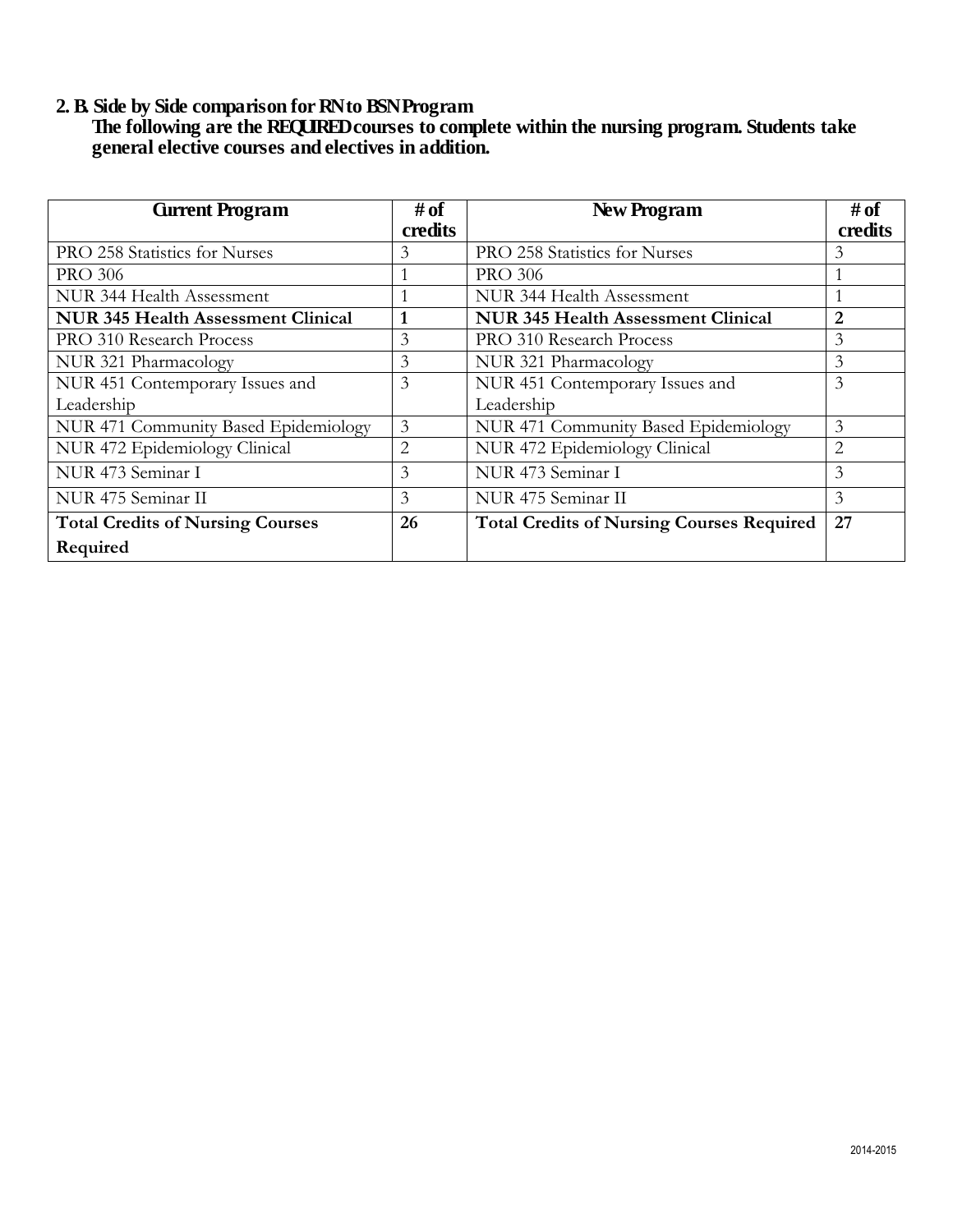## 2. B. Side by Side comparison for RN to BSN Program

**The following are the REQUIRED courses to complete within the nursing program. Students take general elective courses and electives in addition.**

| Current Program | # of credits | New Program | # of credits |
|---|---|---|---|
| PRO 258 Statistics for Nurses | 3 | PRO 258 Statistics for Nurses | 3 |
| PRO 306 | 1 | PRO 306 | 1 |
| NUR 344 Health Assessment | 1 | NUR 344 Health Assessment | 1 |
| **NUR 345 Health Assessment Clinical** | **1** | **NUR 345 Health Assessment Clinical** | **2** |
| PRO 310 Research Process | 3 | PRO 310 Research Process | 3 |
| NUR 321 Pharmacology | 3 | NUR 321 Pharmacology | 3 |
| NUR 451 Contemporary Issues and Leadership | 3 | NUR 451 Contemporary Issues and Leadership | 3 |
| NUR 471 Community Based Epidemiology | 3 | NUR 471 Community Based Epidemiology | 3 |
| NUR 472 Epidemiology Clinical | 2 | NUR 472 Epidemiology Clinical | 2 |
| NUR 473 Seminar I | 3 | NUR 473 Seminar I | 3 |
| NUR 475 Seminar II | 3 | NUR 475 Seminar II | 3 |
| **Total Credits of Nursing Courses Required** | **26** | **Total Credits of Nursing Courses Required** | **27** |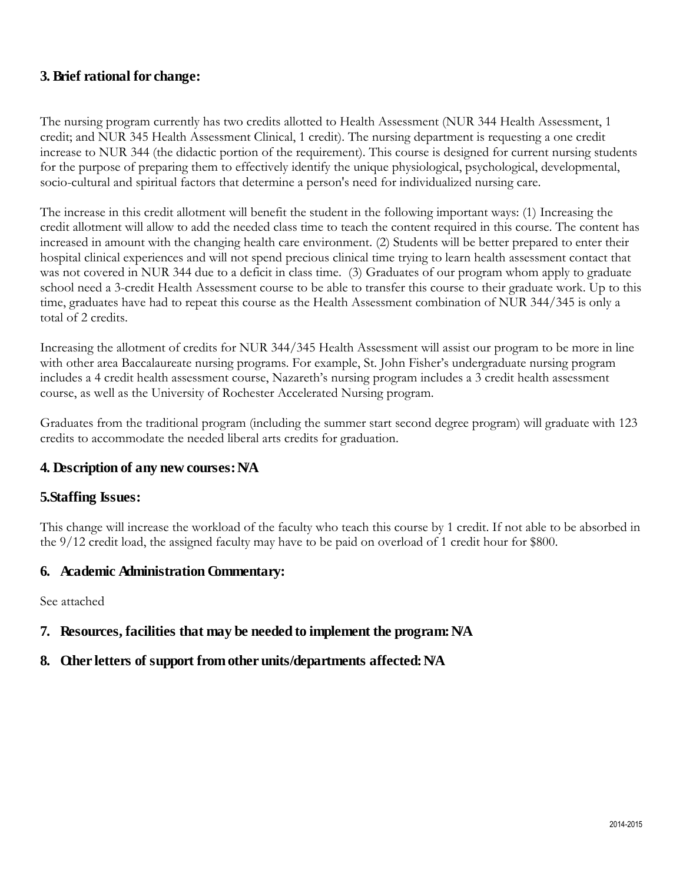### 3. Brief rational for change:

The nursing program currently has two credits allotted to Health Assessment (NUR 344 Health Assessment, 1 credit; and NUR 345 Health Assessment Clinical, 1 credit). The nursing department is requesting a one credit increase to NUR 344 (the didactic portion of the requirement). This course is designed for current nursing students for the purpose of preparing them to effectively identify the unique physiological, psychological, developmental, socio-cultural and spiritual factors that determine a person's need for individualized nursing care.

The increase in this credit allotment will benefit the student in the following important ways: (1) Increasing the credit allotment will allow to add the needed class time to teach the content required in this course. The content has increased in amount with the changing health care environment. (2) Students will be better prepared to enter their hospital clinical experiences and will not spend precious clinical time trying to learn health assessment contact that was not covered in NUR 344 due to a deficit in class time. (3) Graduates of our program whom apply to graduate school need a 3-credit Health Assessment course to be able to transfer this course to their graduate work. Up to this time, graduates have had to repeat this course as the Health Assessment combination of NUR 344/345 is only a total of 2 credits.

Increasing the allotment of credits for NUR 344/345 Health Assessment will assist our program to be more in line with other area Baccalaureate nursing programs. For example, St. John Fisher's undergraduate nursing program includes a 4 credit health assessment course, Nazareth's nursing program includes a 3 credit health assessment course, as well as the University of Rochester Accelerated Nursing program.

Graduates from the traditional program (including the summer start second degree program) will graduate with 123 credits to accommodate the needed liberal arts credits for graduation.

### 4. Description of any new courses: N/A

### 5.Staffing Issues:

This change will increase the workload of the faculty who teach this course by 1 credit. If not able to be absorbed in the 9/12 credit load, the assigned faculty may have to be paid on overload of 1 credit hour for $800.

### 6. Academic Administration Commentary:

See attached

### 7. Resources, facilities that may be needed to implement the program: N/A

### 8. Other letters of support from other units/departments affected: N/A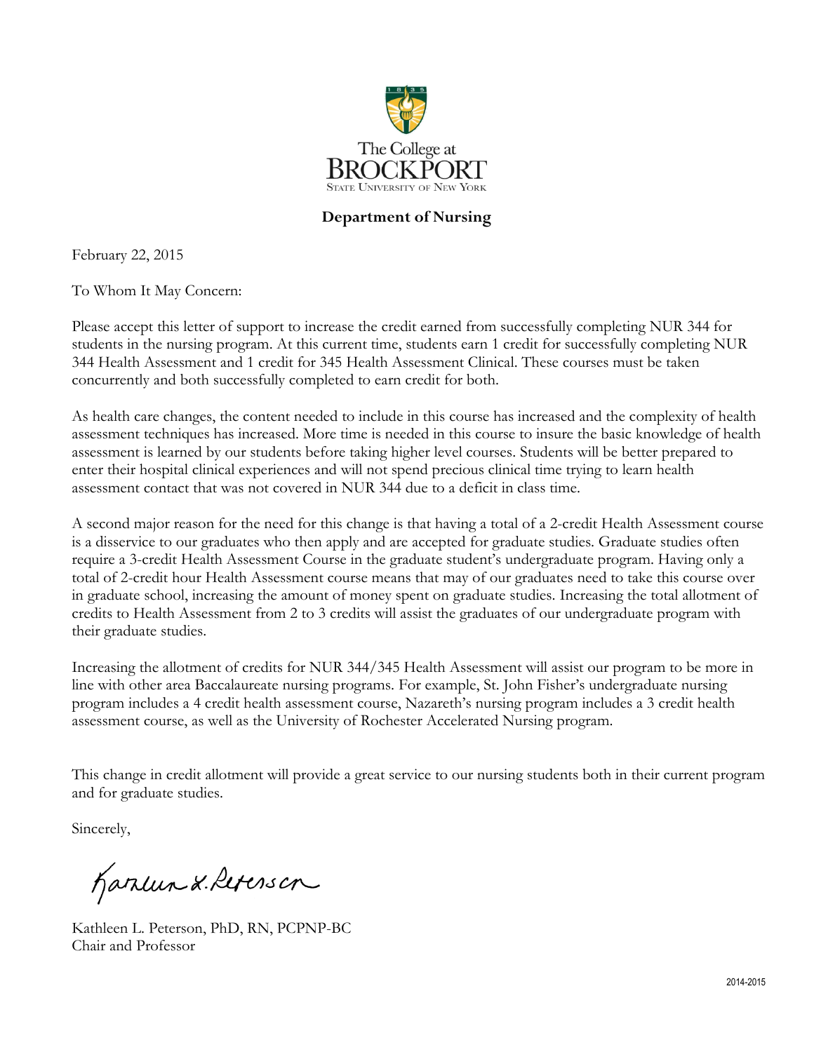The College at BROCKPORT
STATE UNIVERSITY OF NEW YORK

**Department of Nursing**

February 22, 2015

To Whom It May Concern:

Please accept this letter of support to increase the credit earned from successfully completing NUR 344 for students in the nursing program. At this current time, students earn 1 credit for successfully completing NUR 344 Health Assessment and 1 credit for 345 Health Assessment Clinical. These courses must be taken concurrently and both successfully completed to earn credit for both.

As health care changes, the content needed to include in this course has increased and the complexity of health assessment techniques has increased. More time is needed in this course to insure the basic knowledge of health assessment is learned by our students before taking higher level courses. Students will be better prepared to enter their hospital clinical experiences and will not spend precious clinical time trying to learn health assessment contact that was not covered in NUR 344 due to a deficit in class time.

A second major reason for the need for this change is that having a total of a 2-credit Health Assessment course is a disservice to our graduates who then apply and are accepted for graduate studies. Graduate studies often require a 3-credit Health Assessment Course in the graduate student's undergraduate program. Having only a total of 2-credit hour Health Assessment course means that may of our graduates need to take this course over in graduate school, increasing the amount of money spent on graduate studies. Increasing the total allotment of credits to Health Assessment from 2 to 3 credits will assist the graduates of our undergraduate program with their graduate studies.

Increasing the allotment of credits for NUR 344/345 Health Assessment will assist our program to be more in line with other area Baccalaureate nursing programs. For example, St. John Fisher's undergraduate nursing program includes a 4 credit health assessment course, Nazareth's nursing program includes a 3 credit health assessment course, as well as the University of Rochester Accelerated Nursing program.

This change in credit allotment will provide a great service to our nursing students both in their current program and for graduate studies.

Sincerely,

Kathleen L. Peterson

Kathleen L. Peterson, PhD, RN, PCPNP-BC
Chair and Professor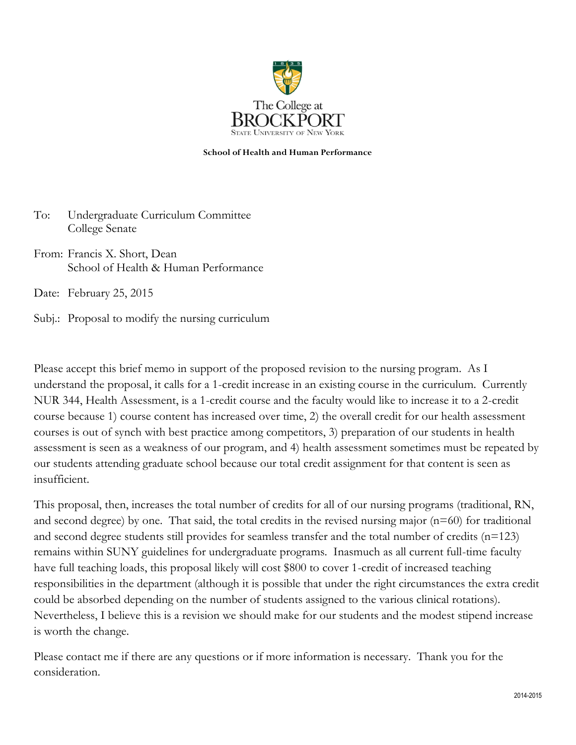The College at
BROCKPORT
STATE UNIVERSITY OF NEW YORK

**School of Health and Human Performance**

To: Undergraduate Curriculum Committee
College Senate

From: Francis X. Short, Dean
School of Health & Human Performance

Date: February 25, 2015

Subj.: Proposal to modify the nursing curriculum

Please accept this brief memo in support of the proposed revision to the nursing program. As I understand the proposal, it calls for a 1-credit increase in an existing course in the curriculum. Currently NUR 344, Health Assessment, is a 1-credit course and the faculty would like to increase it to a 2-credit course because 1) course content has increased over time, 2) the overall credit for our health assessment courses is out of synch with best practice among competitors, 3) preparation of our students in health assessment is seen as a weakness of our program, and 4) health assessment sometimes must be repeated by our students attending graduate school because our total credit assignment for that content is seen as insufficient.

This proposal, then, increases the total number of credits for all of our nursing programs (traditional, RN, and second degree) by one. That said, the total credits in the revised nursing major (n=60) for traditional and second degree students still provides for seamless transfer and the total number of credits (n=123) remains within SUNY guidelines for undergraduate programs. Inasmuch as all current full-time faculty have full teaching loads, this proposal likely will cost $800 to cover 1-credit of increased teaching responsibilities in the department (although it is possible that under the right circumstances the extra credit could be absorbed depending on the number of students assigned to the various clinical rotations). Nevertheless, I believe this is a revision we should make for our students and the modest stipend increase is worth the change.

Please contact me if there are any questions or if more information is necessary. Thank you for the consideration.

2014-2015